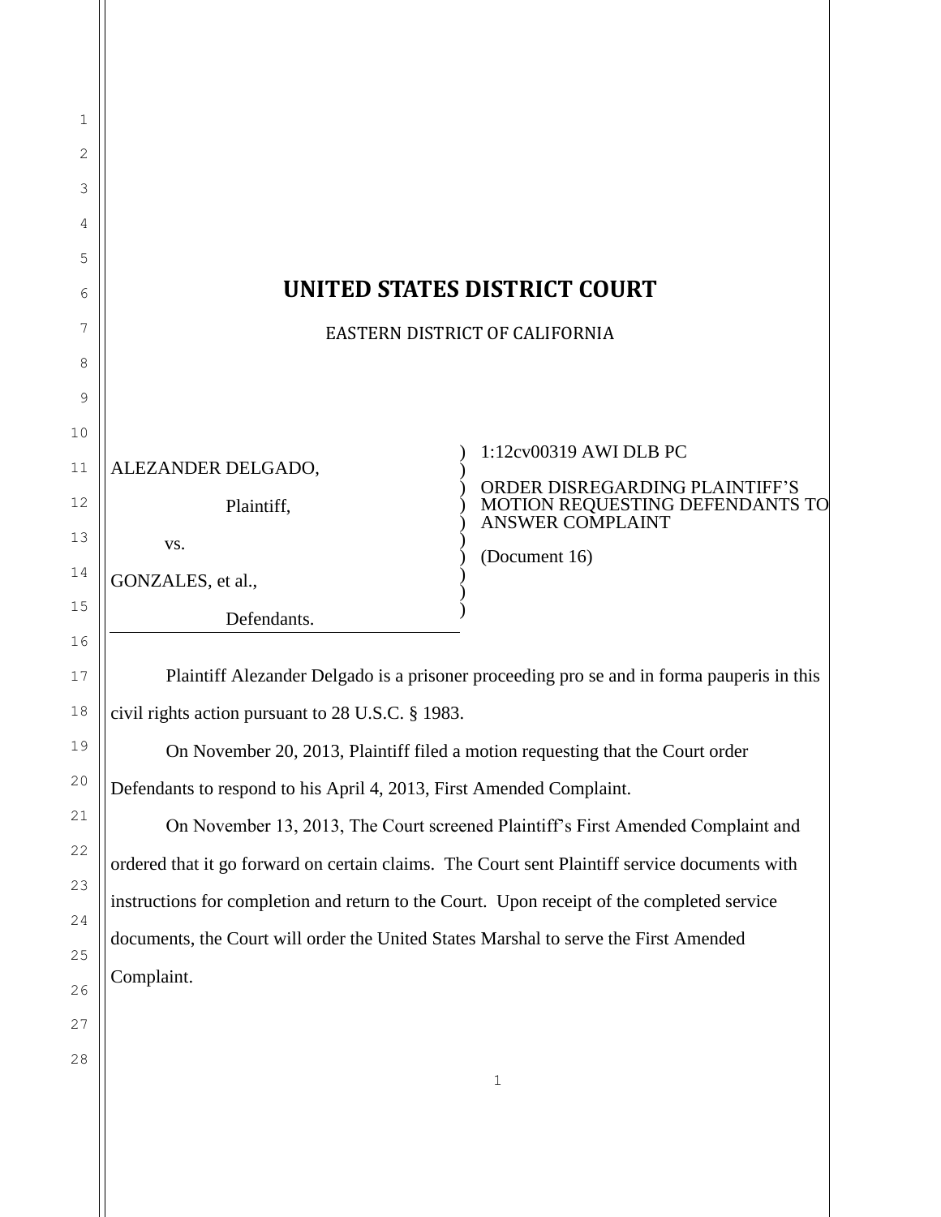# UNITED STATES DISTRICT COURT

EASTERN DISTRICT OF CALIFORNIA

| | |
|---|---|
| ALEZANDER DELGADO,<br><br>Plaintiff,<br><br>vs.<br><br>GONZALES, et al.,<br><br>Defendants. | 1:12cv00319 AWI DLB PC<br><br>ORDER DISREGARDING PLAINTIFF'S MOTION REQUESTING DEFENDANTS TO ANSWER COMPLAINT<br><br>(Document 16) |

Plaintiff Alezander Delgado is a prisoner proceeding pro se and in forma pauperis in this civil rights action pursuant to 28 U.S.C. § 1983.

On November 20, 2013, Plaintiff filed a motion requesting that the Court order Defendants to respond to his April 4, 2013, First Amended Complaint.

On November 13, 2013, The Court screened Plaintiff's First Amended Complaint and ordered that it go forward on certain claims. The Court sent Plaintiff service documents with instructions for completion and return to the Court. Upon receipt of the completed service documents, the Court will order the United States Marshal to serve the First Amended Complaint.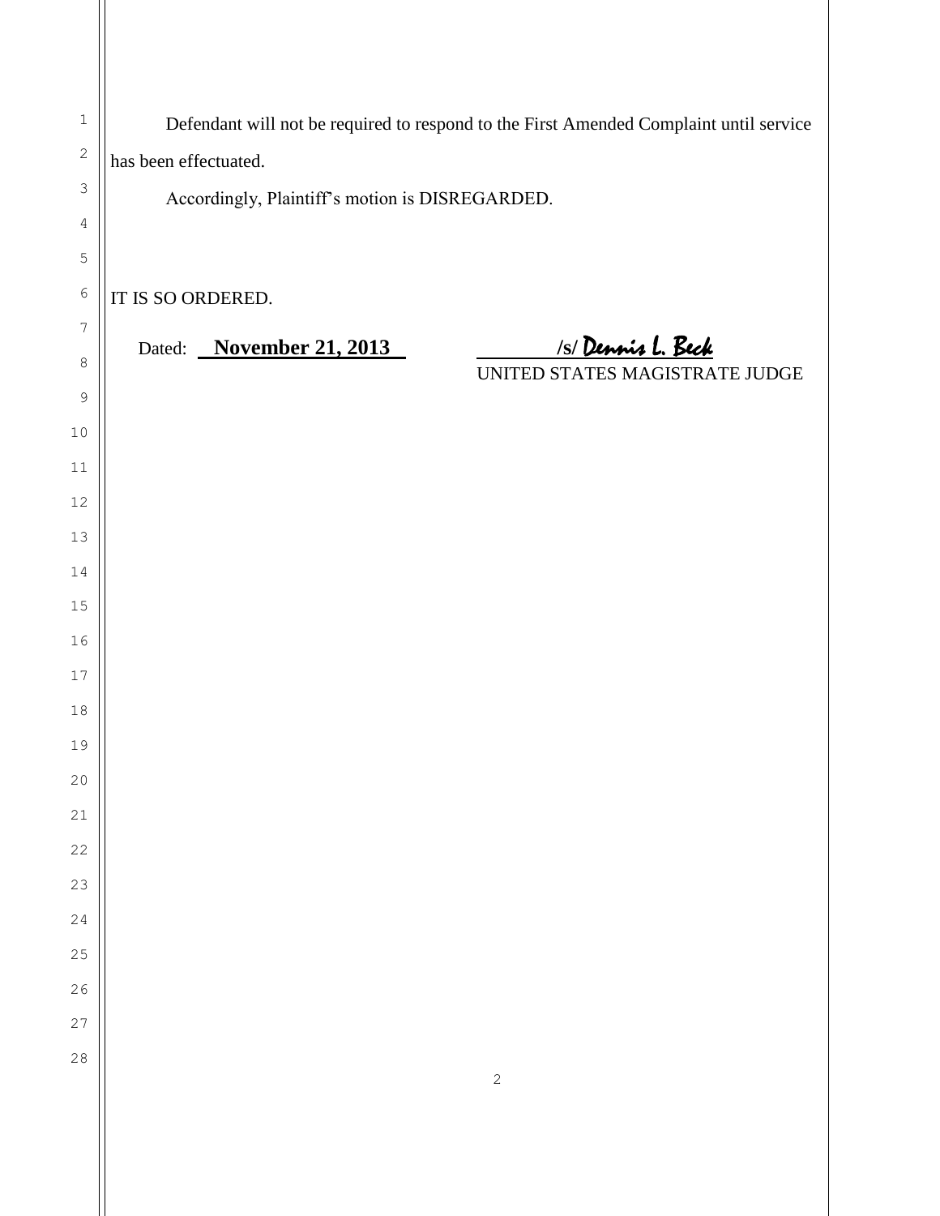Defendant will not be required to respond to the First Amended Complaint until service has been effectuated.

Accordingly, Plaintiff's motion is DISREGARDED.

IT IS SO ORDERED.

Dated: **November 21, 2013**

/s/ *Dennis L. Beck*
UNITED STATES MAGISTRATE JUDGE